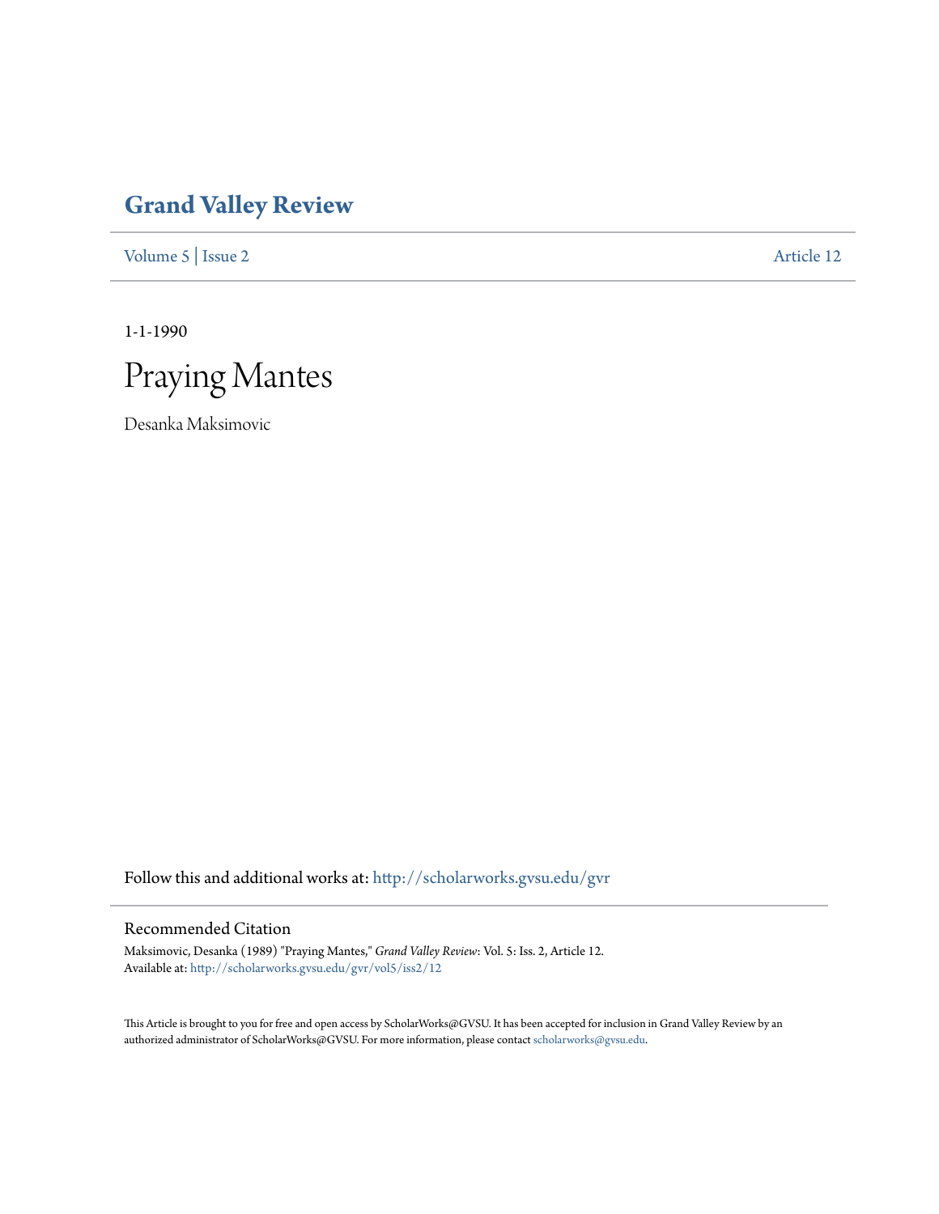# Grand Valley Review

Volume 5 | Issue 2 Article 12

1-1-1990

## Praying Mantes

Desanka Maksimovic

Follow this and additional works at: http://scholarworks.gvsu.edu/gvr

### Recommended Citation

Maksimovic, Desanka (1989) "Praying Mantes," *Grand Valley Review*: Vol. 5: Iss. 2, Article 12.
Available at: http://scholarworks.gvsu.edu/gvr/vol5/iss2/12

This Article is brought to you for free and open access by ScholarWorks@GVSU. It has been accepted for inclusion in Grand Valley Review by an authorized administrator of ScholarWorks@GVSU. For more information, please contact scholarworks@gvsu.edu.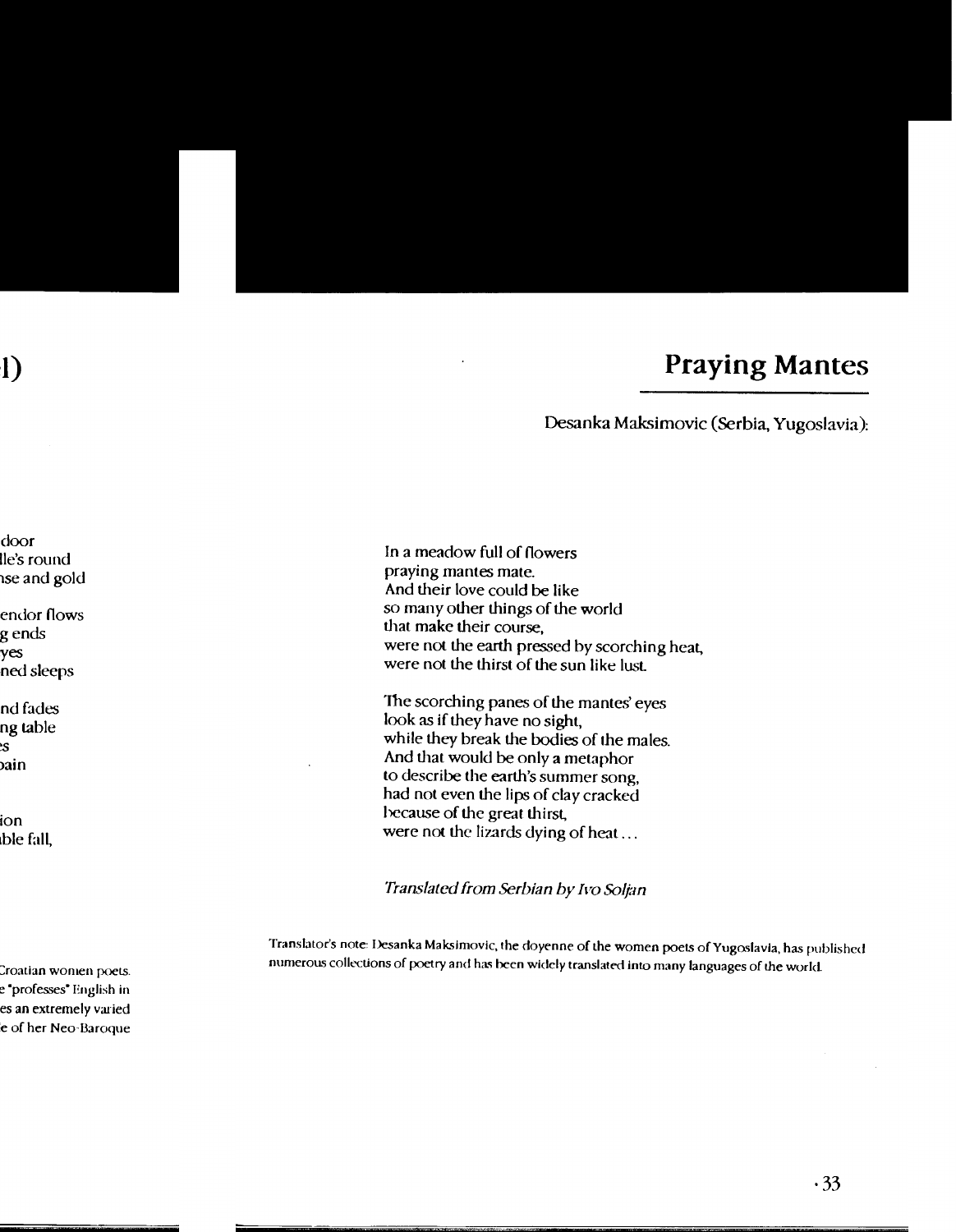## Praying Mantes

Desanka Maksimovic (Serbia, Yugoslavia):

In a meadow full of flowers
praying mantes mate.
And their love could be like
so many other things of the world
that make their course,
were not the earth pressed by scorching heat,
were not the thirst of the sun like lust.

The scorching panes of the mantes' eyes
look as if they have no sight,
while they break the bodies of the males.
And that would be only a metaphor
to describe the earth's summer song,
had not even the lips of clay cracked
because of the great thirst,
were not the lizards dying of heat . . .

*Translated from Serbian by Ivo Soljan*

Translator's note: Desanka Maksimovic, the doyenne of the women poets of Yugoslavia, has published numerous collections of poetry and has been widely translated into many languages of the world.